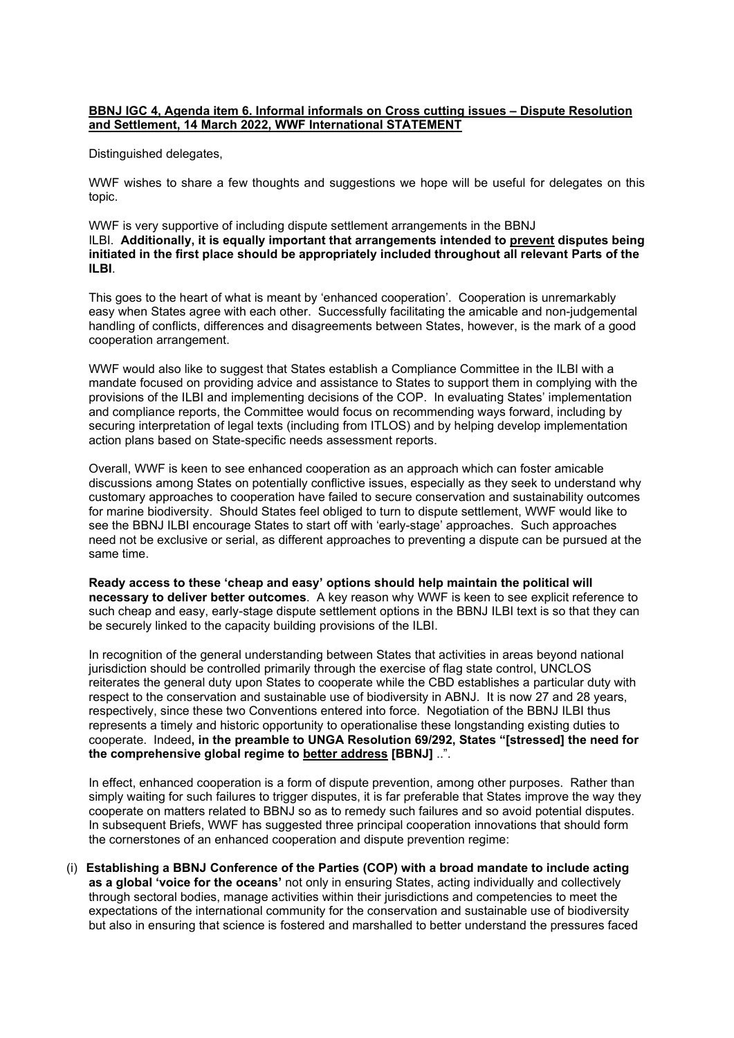**<u>BBNJ IGC 4, Agenda item 6. Informal informals on Cross cutting issues – Dispute Resolution and Settlement, 14 March 2022, WWF International STATEMENT</u>**

Distinguished delegates,

WWF wishes to share a few thoughts and suggestions we hope will be useful for delegates on this topic.

WWF is very supportive of including dispute settlement arrangements in the BBNJ ILBI. **Additionally, it is equally important that arrangements intended to <u>prevent</u> disputes being initiated in the first place should be appropriately included throughout all relevant Parts of the ILBI**.

This goes to the heart of what is meant by 'enhanced cooperation'. Cooperation is unremarkably easy when States agree with each other. Successfully facilitating the amicable and non-judgemental handling of conflicts, differences and disagreements between States, however, is the mark of a good cooperation arrangement.

WWF would also like to suggest that States establish a Compliance Committee in the ILBI with a mandate focused on providing advice and assistance to States to support them in complying with the provisions of the ILBI and implementing decisions of the COP. In evaluating States' implementation and compliance reports, the Committee would focus on recommending ways forward, including by securing interpretation of legal texts (including from ITLOS) and by helping develop implementation action plans based on State-specific needs assessment reports.

Overall, WWF is keen to see enhanced cooperation as an approach which can foster amicable discussions among States on potentially conflictive issues, especially as they seek to understand why customary approaches to cooperation have failed to secure conservation and sustainability outcomes for marine biodiversity. Should States feel obliged to turn to dispute settlement, WWF would like to see the BBNJ ILBI encourage States to start off with 'early-stage' approaches. Such approaches need not be exclusive or serial, as different approaches to preventing a dispute can be pursued at the same time.

**Ready access to these 'cheap and easy' options should help maintain the political will necessary to deliver better outcomes**. A key reason why WWF is keen to see explicit reference to such cheap and easy, early-stage dispute settlement options in the BBNJ ILBI text is so that they can be securely linked to the capacity building provisions of the ILBI.

In recognition of the general understanding between States that activities in areas beyond national jurisdiction should be controlled primarily through the exercise of flag state control, UNCLOS reiterates the general duty upon States to cooperate while the CBD establishes a particular duty with respect to the conservation and sustainable use of biodiversity in ABNJ. It is now 27 and 28 years, respectively, since these two Conventions entered into force. Negotiation of the BBNJ ILBI thus represents a timely and historic opportunity to operationalise these longstanding existing duties to cooperate. Indeed**, in the preamble to UNGA Resolution 69/292, States "[stressed] the need for the comprehensive global regime to <u>better address</u> [BBNJ]** ..".

In effect, enhanced cooperation is a form of dispute prevention, among other purposes. Rather than simply waiting for such failures to trigger disputes, it is far preferable that States improve the way they cooperate on matters related to BBNJ so as to remedy such failures and so avoid potential disputes. In subsequent Briefs, WWF has suggested three principal cooperation innovations that should form the cornerstones of an enhanced cooperation and dispute prevention regime:

(i) **Establishing a BBNJ Conference of the Parties (COP) with a broad mandate to include acting as a global 'voice for the oceans'** not only in ensuring States, acting individually and collectively through sectoral bodies, manage activities within their jurisdictions and competencies to meet the expectations of the international community for the conservation and sustainable use of biodiversity but also in ensuring that science is fostered and marshalled to better understand the pressures faced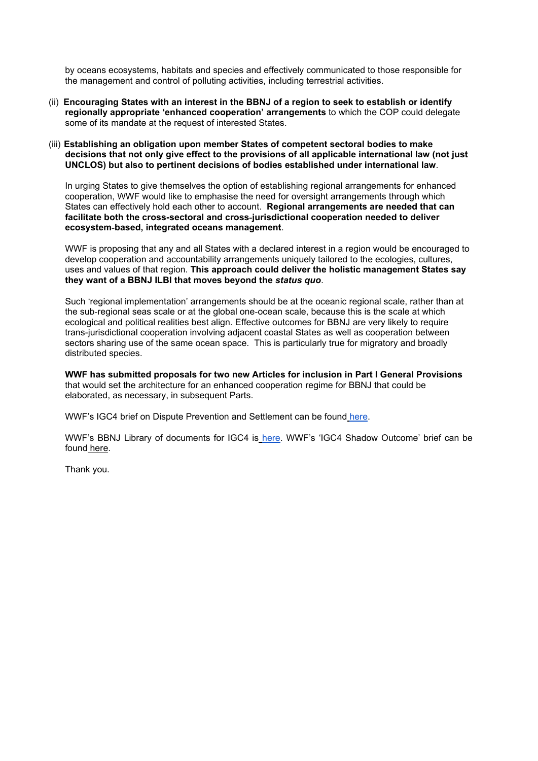by oceans ecosystems, habitats and species and effectively communicated to those responsible for the management and control of polluting activities, including terrestrial activities.

(ii) **Encouraging States with an interest in the BBNJ of a region to seek to establish or identify regionally appropriate 'enhanced cooperation' arrangements** to which the COP could delegate some of its mandate at the request of interested States.

(iii) **Establishing an obligation upon member States of competent sectoral bodies to make decisions that not only give effect to the provisions of all applicable international law (not just UNCLOS) but also to pertinent decisions of bodies established under international law**.

In urging States to give themselves the option of establishing regional arrangements for enhanced cooperation, WWF would like to emphasise the need for oversight arrangements through which States can effectively hold each other to account. **Regional arrangements are needed that can facilitate both the cross-sectoral and cross-jurisdictional cooperation needed to deliver ecosystem-based, integrated oceans management**.

WWF is proposing that any and all States with a declared interest in a region would be encouraged to develop cooperation and accountability arrangements uniquely tailored to the ecologies, cultures, uses and values of that region. **This approach could deliver the holistic management States say they want of a BBNJ ILBI that moves beyond the *status quo***.

Such 'regional implementation' arrangements should be at the oceanic regional scale, rather than at the sub-regional seas scale or at the global one-ocean scale, because this is the scale at which ecological and political realities best align. Effective outcomes for BBNJ are very likely to require trans-jurisdictional cooperation involving adjacent coastal States as well as cooperation between sectors sharing use of the same ocean space. This is particularly true for migratory and broadly distributed species.

**WWF has submitted proposals for two new Articles for inclusion in Part I General Provisions** that would set the architecture for an enhanced cooperation regime for BBNJ that could be elaborated, as necessary, in subsequent Parts.

WWF's IGC4 brief on Dispute Prevention and Settlement can be found here.

WWF's BBNJ Library of documents for IGC4 is here. WWF's 'IGC4 Shadow Outcome' brief can be found here.

Thank you.